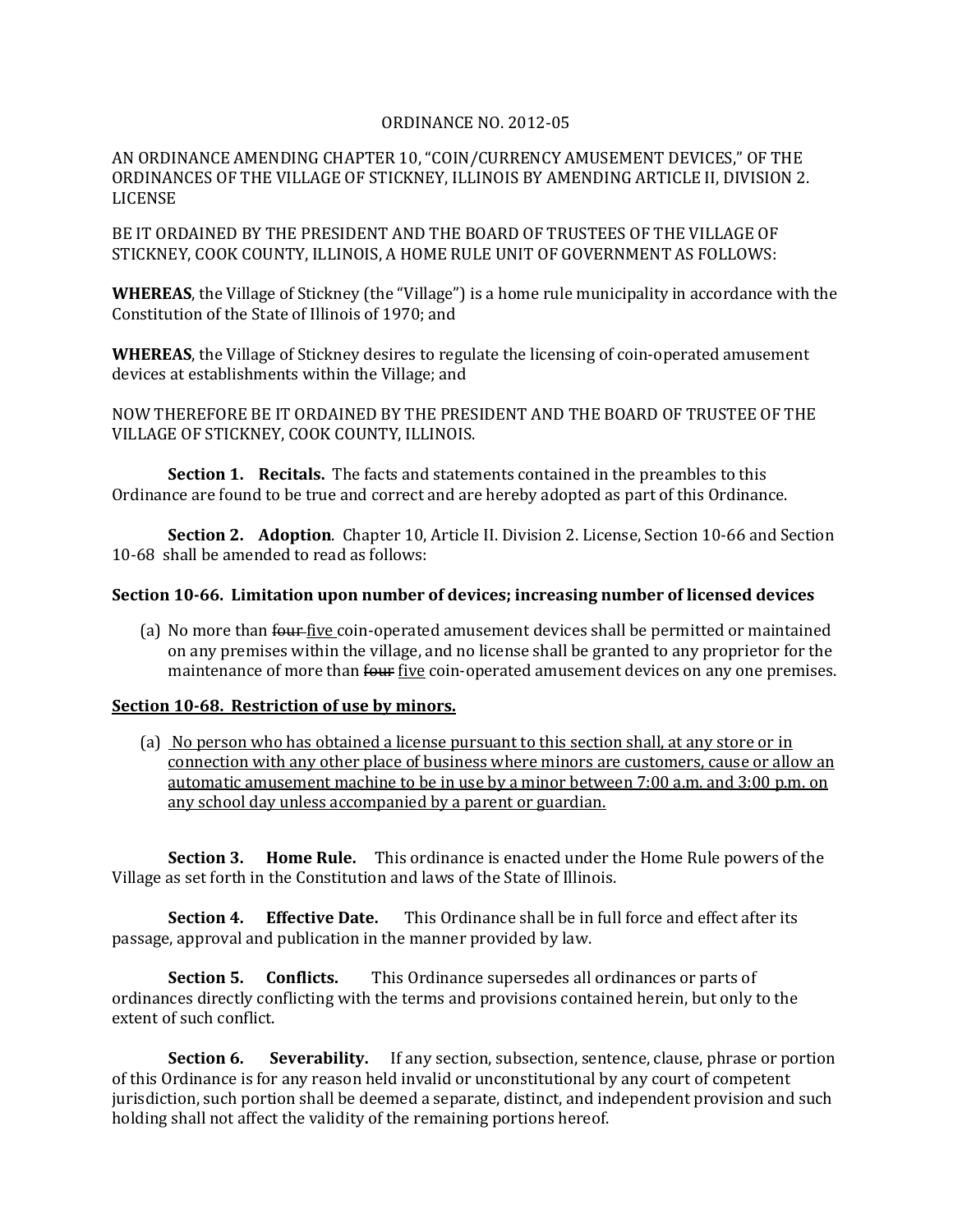ORDINANCE NO. 2012-05

AN ORDINANCE AMENDING CHAPTER 10, "COIN/CURRENCY AMUSEMENT DEVICES," OF THE ORDINANCES OF THE VILLAGE OF STICKNEY, ILLINOIS BY AMENDING ARTICLE II, DIVISION 2. LICENSE

BE IT ORDAINED BY THE PRESIDENT AND THE BOARD OF TRUSTEES OF THE VILLAGE OF STICKNEY, COOK COUNTY, ILLINOIS, A HOME RULE UNIT OF GOVERNMENT AS FOLLOWS:

**WHEREAS**, the Village of Stickney (the "Village") is a home rule municipality in accordance with the Constitution of the State of Illinois of 1970; and

**WHEREAS**, the Village of Stickney desires to regulate the licensing of coin-operated amusement devices at establishments within the Village; and

NOW THEREFORE BE IT ORDAINED BY THE PRESIDENT AND THE BOARD OF TRUSTEE OF THE VILLAGE OF STICKNEY, COOK COUNTY, ILLINOIS.

**Section 1. Recitals.** The facts and statements contained in the preambles to this Ordinance are found to be true and correct and are hereby adopted as part of this Ordinance.

**Section 2. Adoption**. Chapter 10, Article II. Division 2. License, Section 10-66 and Section 10-68 shall be amended to read as follows:

**Section 10-66. Limitation upon number of devices; increasing number of licensed devices**

(a) No more than ~~four~~ <u>five</u> coin-operated amusement devices shall be permitted or maintained on any premises within the village, and no license shall be granted to any proprietor for the maintenance of more than ~~four~~ <u>five</u> coin-operated amusement devices on any one premises.

**<u>Section 10-68. Restriction of use by minors.</u>**

(a) <u>No person who has obtained a license pursuant to this section shall, at any store or in connection with any other place of business where minors are customers, cause or allow an automatic amusement machine to be in use by a minor between 7:00 a.m. and 3:00 p.m. on any school day unless accompanied by a parent or guardian.</u>

**Section 3. Home Rule.** This ordinance is enacted under the Home Rule powers of the Village as set forth in the Constitution and laws of the State of Illinois.

**Section 4. Effective Date.** This Ordinance shall be in full force and effect after its passage, approval and publication in the manner provided by law.

**Section 5. Conflicts.** This Ordinance supersedes all ordinances or parts of ordinances directly conflicting with the terms and provisions contained herein, but only to the extent of such conflict.

**Section 6. Severability.** If any section, subsection, sentence, clause, phrase or portion of this Ordinance is for any reason held invalid or unconstitutional by any court of competent jurisdiction, such portion shall be deemed a separate, distinct, and independent provision and such holding shall not affect the validity of the remaining portions hereof.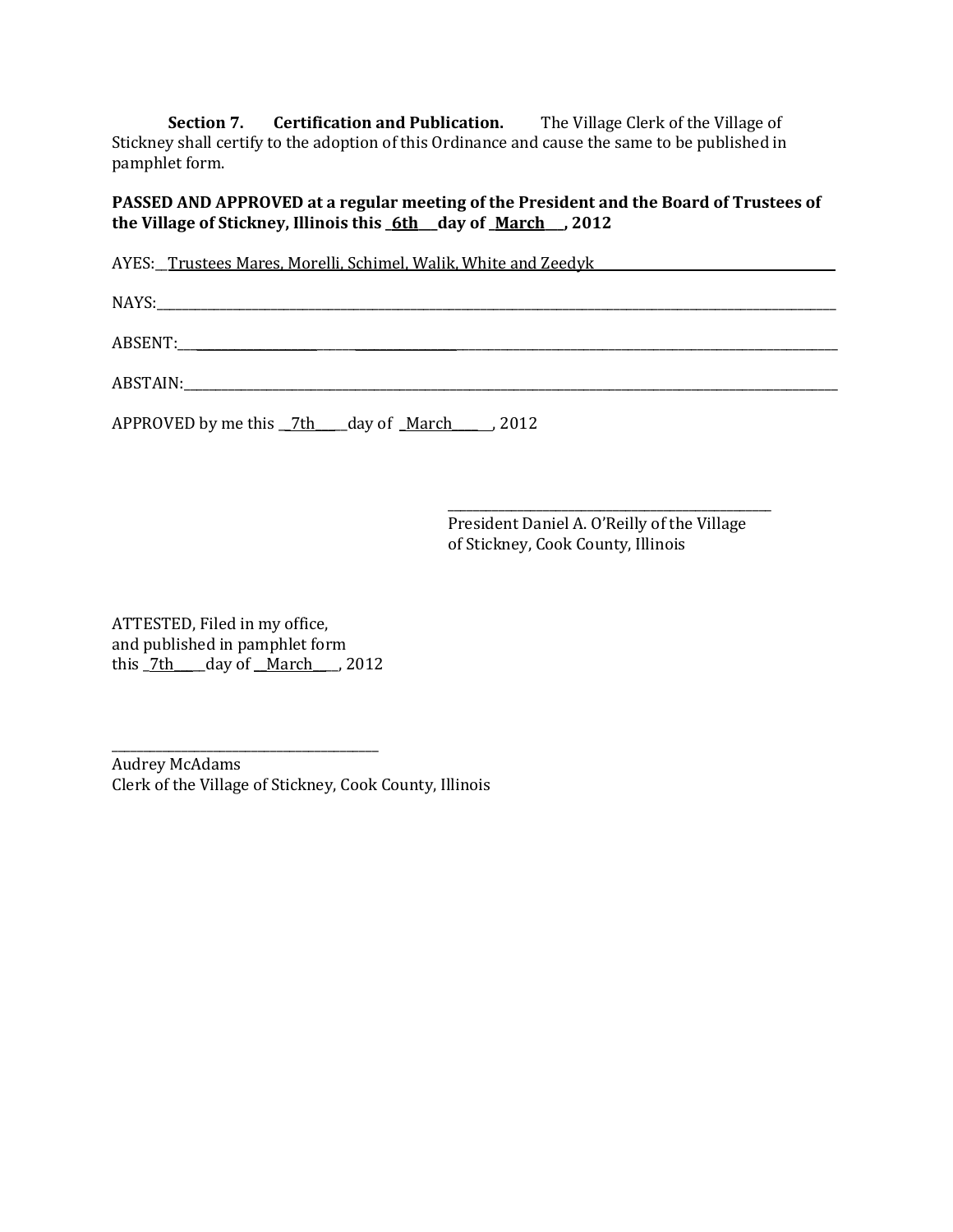**Section 7. Certification and Publication.** The Village Clerk of the Village of Stickney shall certify to the adoption of this Ordinance and cause the same to be published in pamphlet form.

**PASSED AND APPROVED at a regular meeting of the President and the Board of Trustees of the Village of Stickney, Illinois this 6th day of March, 2012**

AYES: Trustees Mares, Morelli, Schimel, Walik, White and Zeedyk

NAYS:

ABSENT:

ABSTAIN:

APPROVED by me this 7th day of March, 2012

______________________________
President Daniel A. O'Reilly of the Village
of Stickney, Cook County, Illinois

ATTESTED, Filed in my office,
and published in pamphlet form
this 7th day of March, 2012

______________________________
Audrey McAdams
Clerk of the Village of Stickney, Cook County, Illinois